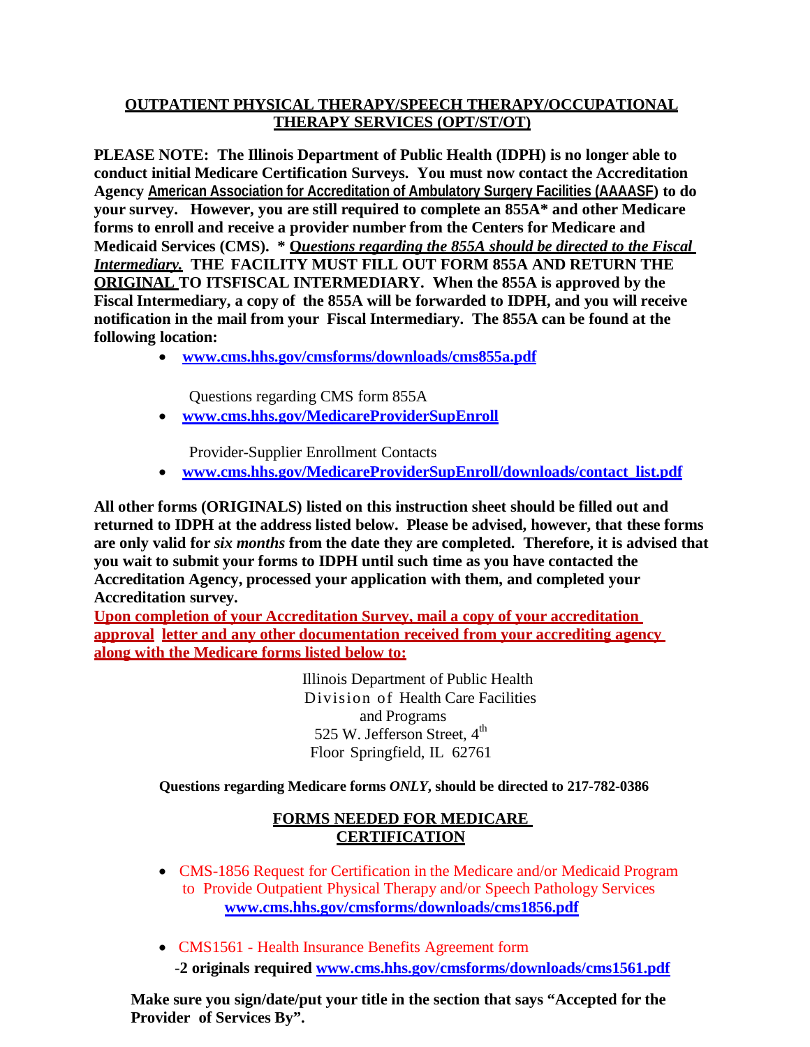# OUTPATIENT PHYSICAL THERAPY/SPEECH THERAPY/OCCUPATIONAL THERAPY SERVICES (OPT/ST/OT)

**PLEASE NOTE: The Illinois Department of Public Health (IDPH) is no longer able to conduct initial Medicare Certification Surveys. You must now contact the Accreditation Agency American Association for Accreditation of Ambulatory Surgery Facilities (AAAASF) to do your survey. However, you are still required to complete an 855A\* and other Medicare forms to enroll and receive a provider number from the Centers for Medicare and Medicaid Services (CMS). \* *Questions regarding the 855A should be directed to the Fiscal Intermediary.* THE FACILITY MUST FILL OUT FORM 855A AND RETURN THE ORIGINAL TO ITSFISCAL INTERMEDIARY. When the 855A is approved by the Fiscal Intermediary, a copy of the 855A will be forwarded to IDPH, and you will receive notification in the mail from your Fiscal Intermediary. The 855A can be found at the following location:**

- **www.cms.hhs.gov/cmsforms/downloads/cms855a.pdf**

  Questions regarding CMS form 855A
- **www.cms.hhs.gov/MedicareProviderSupEnroll**

  Provider-Supplier Enrollment Contacts
- **www.cms.hhs.gov/MedicareProviderSupEnroll/downloads/contact_list.pdf**

**All other forms (ORIGINALS) listed on this instruction sheet should be filled out and returned to IDPH at the address listed below. Please be advised, however, that these forms are only valid for *six months* from the date they are completed. Therefore, it is advised that you wait to submit your forms to IDPH until such time as you have contacted the Accreditation Agency, processed your application with them, and completed your Accreditation survey.**

**Upon completion of your Accreditation Survey, mail a copy of your accreditation approval letter and any other documentation received from your accrediting agency along with the Medicare forms listed below to:**

Illinois Department of Public Health
Division of Health Care Facilities
and Programs
525 W. Jefferson Street, 4th
Floor Springfield, IL 62761

**Questions regarding Medicare forms *ONLY*, should be directed to 217-782-0386**

## FORMS NEEDED FOR MEDICARE CERTIFICATION

- CMS-1856 Request for Certification in the Medicare and/or Medicaid Program to Provide Outpatient Physical Therapy and/or Speech Pathology Services
  **www.cms.hhs.gov/cmsforms/downloads/cms1856.pdf**

- CMS1561 - Health Insurance Benefits Agreement form
  -**2 originals required www.cms.hhs.gov/cmsforms/downloads/cms1561.pdf**

**Make sure you sign/date/put your title in the section that says "Accepted for the Provider of Services By".**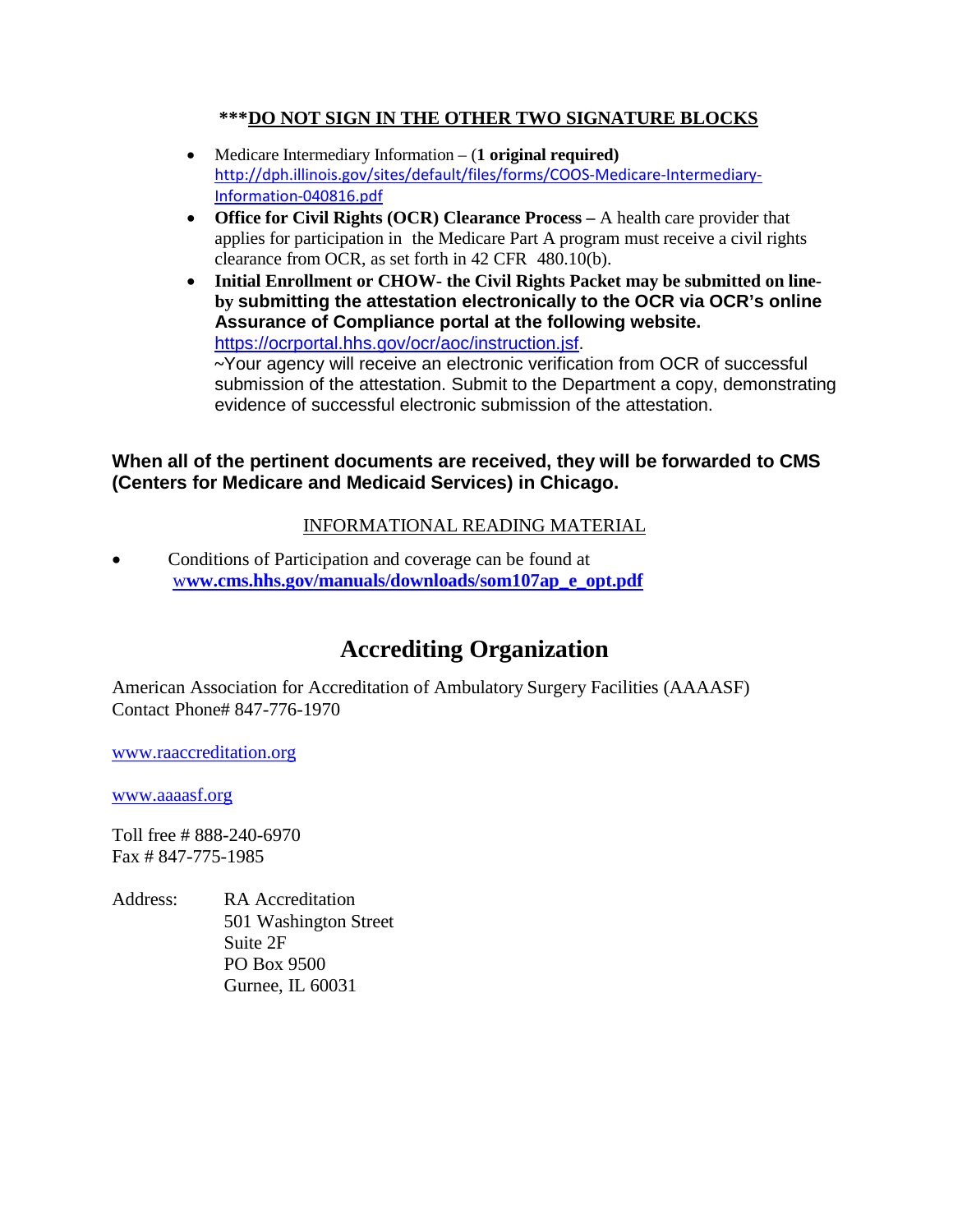**\*\*\*<u>DO NOT SIGN IN THE OTHER TWO SIGNATURE BLOCKS</u>**

- Medicare Intermediary Information – (**1 original required)**
  http://dph.illinois.gov/sites/default/files/forms/COOS-Medicare-Intermediary-Information-040816.pdf
- **Office for Civil Rights (OCR) Clearance Process –** A health care provider that applies for participation in the Medicare Part A program must receive a civil rights clearance from OCR, as set forth in 42 CFR 480.10(b).
- **Initial Enrollment or CHOW- the Civil Rights Packet may be submitted on line- by submitting the attestation electronically to the OCR via OCR's online Assurance of Compliance portal at the following website.**
  https://ocrportal.hhs.gov/ocr/aoc/instruction.jsf.
  ~Your agency will receive an electronic verification from OCR of successful submission of the attestation. Submit to the Department a copy, demonstrating evidence of successful electronic submission of the attestation.

**When all of the pertinent documents are received, they will be forwarded to CMS (Centers for Medicare and Medicaid Services) in Chicago.**

<u>INFORMATIONAL READING MATERIAL</u>

- Conditions of Participation and coverage can be found at
  **www.cms.hhs.gov/manuals/downloads/som107ap_e_opt.pdf**

## Accrediting Organization

American Association for Accreditation of Ambulatory Surgery Facilities (AAAASF)
Contact Phone# 847-776-1970

www.raaccreditation.org

www.aaaasf.org

Toll free # 888-240-6970
Fax # 847-775-1985

Address: RA Accreditation
501 Washington Street
Suite 2F
PO Box 9500
Gurnee, IL 60031